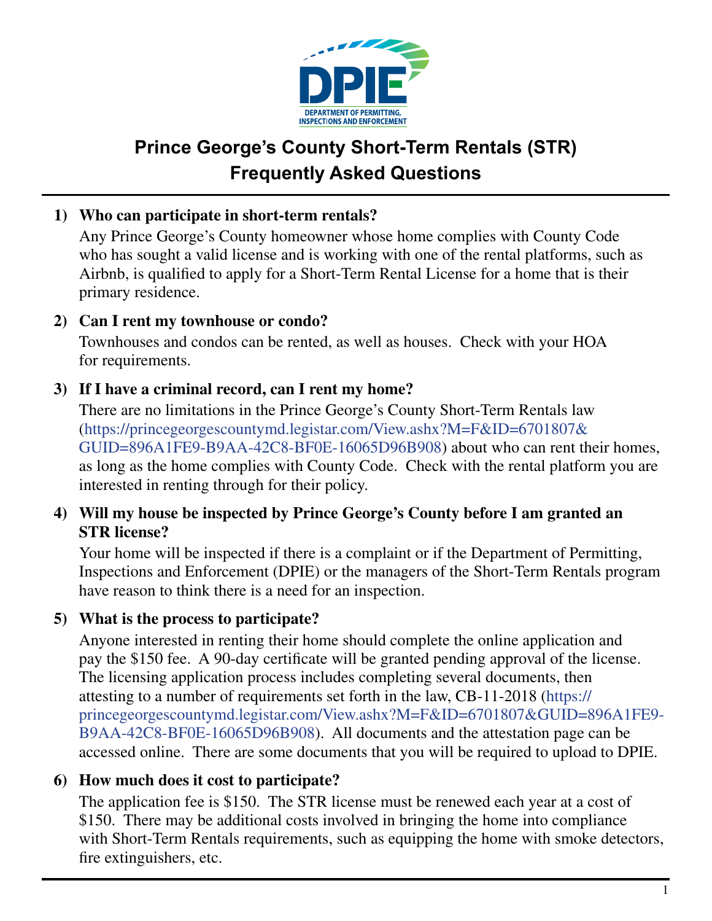DPIE

DEPARTMENT OF PERMITTING, INSPECTIONS AND ENFORCEMENT

# Prince George's County Short-Term Rentals (STR) Frequently Asked Questions

**1) Who can participate in short-term rentals?**

Any Prince George's County homeowner whose home complies with County Code who has sought a valid license and is working with one of the rental platforms, such as Airbnb, is qualified to apply for a Short-Term Rental License for a home that is their primary residence.

**2) Can I rent my townhouse or condo?**

Townhouses and condos can be rented, as well as houses. Check with your HOA for requirements.

**3) If I have a criminal record, can I rent my home?**

There are no limitations in the Prince George's County Short-Term Rentals law (https://princegeorgescountymd.legistar.com/View.ashx?M=F&ID=6701807&GUID=896A1FE9-B9AA-42C8-BF0E-16065D96B908) about who can rent their homes, as long as the home complies with County Code. Check with the rental platform you are interested in renting through for their policy.

**4) Will my house be inspected by Prince George's County before I am granted an STR license?**

Your home will be inspected if there is a complaint or if the Department of Permitting, Inspections and Enforcement (DPIE) or the managers of the Short-Term Rentals program have reason to think there is a need for an inspection.

**5) What is the process to participate?**

Anyone interested in renting their home should complete the online application and pay the $150 fee. A 90-day certificate will be granted pending approval of the license. The licensing application process includes completing several documents, then attesting to a number of requirements set forth in the law, CB-11-2018 (https://princegeorgescountymd.legistar.com/View.ashx?M=F&ID=6701807&GUID=896A1FE9-B9AA-42C8-BF0E-16065D96B908). All documents and the attestation page can be accessed online. There are some documents that you will be required to upload to DPIE.

**6) How much does it cost to participate?**

The application fee is $150. The STR license must be renewed each year at a cost of $150. There may be additional costs involved in bringing the home into compliance with Short-Term Rentals requirements, such as equipping the home with smoke detectors, fire extinguishers, etc.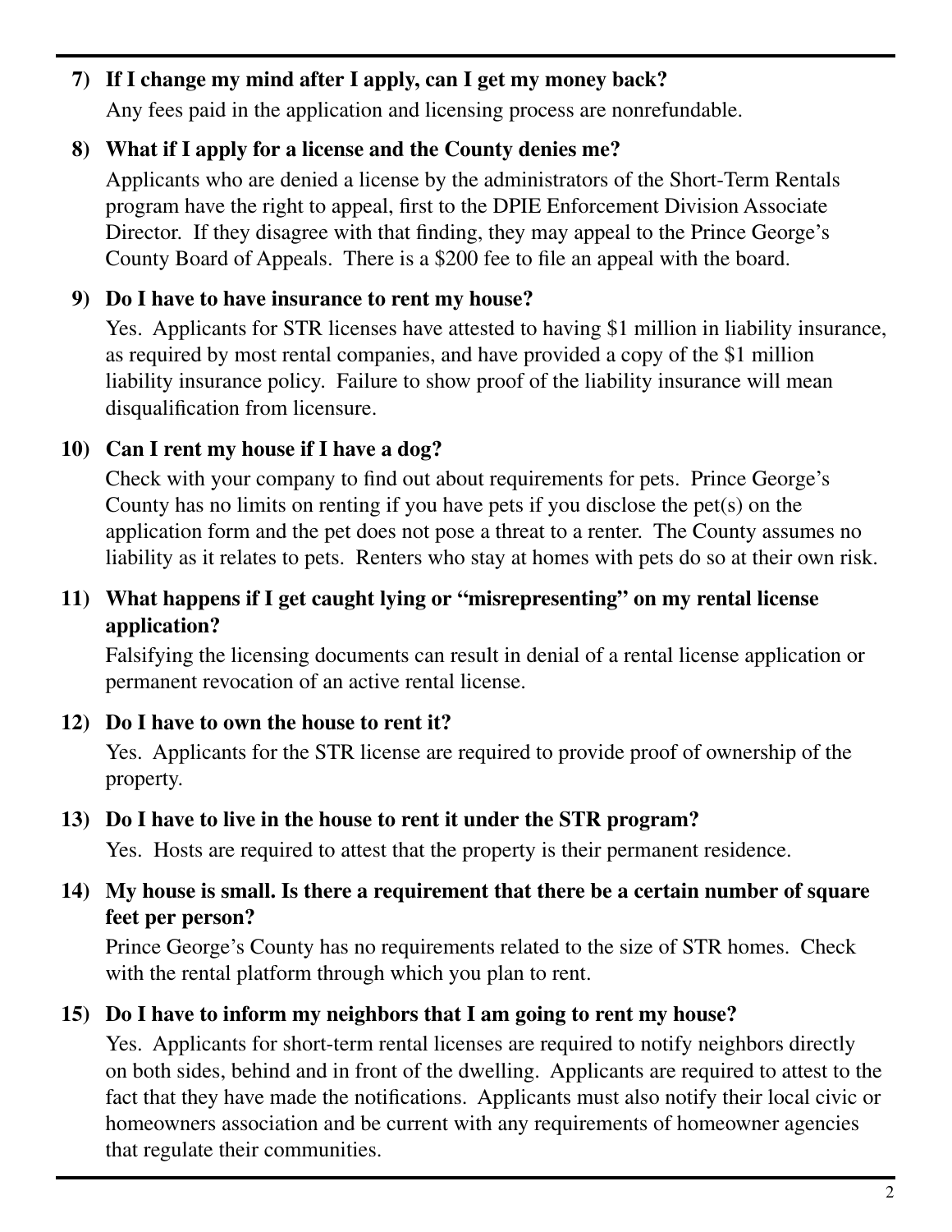**7) If I change my mind after I apply, can I get my money back?**

Any fees paid in the application and licensing process are nonrefundable.

**8) What if I apply for a license and the County denies me?**

Applicants who are denied a license by the administrators of the Short-Term Rentals program have the right to appeal, first to the DPIE Enforcement Division Associate Director. If they disagree with that finding, they may appeal to the Prince George's County Board of Appeals. There is a $200 fee to file an appeal with the board.

**9) Do I have to have insurance to rent my house?**

Yes. Applicants for STR licenses have attested to having $1 million in liability insurance, as required by most rental companies, and have provided a copy of the $1 million liability insurance policy. Failure to show proof of the liability insurance will mean disqualification from licensure.

**10) Can I rent my house if I have a dog?**

Check with your company to find out about requirements for pets. Prince George's County has no limits on renting if you have pets if you disclose the pet(s) on the application form and the pet does not pose a threat to a renter. The County assumes no liability as it relates to pets. Renters who stay at homes with pets do so at their own risk.

**11) What happens if I get caught lying or "misrepresenting" on my rental license application?**

Falsifying the licensing documents can result in denial of a rental license application or permanent revocation of an active rental license.

**12) Do I have to own the house to rent it?**

Yes. Applicants for the STR license are required to provide proof of ownership of the property.

**13) Do I have to live in the house to rent it under the STR program?**

Yes. Hosts are required to attest that the property is their permanent residence.

**14) My house is small. Is there a requirement that there be a certain number of square feet per person?**

Prince George's County has no requirements related to the size of STR homes. Check with the rental platform through which you plan to rent.

**15) Do I have to inform my neighbors that I am going to rent my house?**

Yes. Applicants for short-term rental licenses are required to notify neighbors directly on both sides, behind and in front of the dwelling. Applicants are required to attest to the fact that they have made the notifications. Applicants must also notify their local civic or homeowners association and be current with any requirements of homeowner agencies that regulate their communities.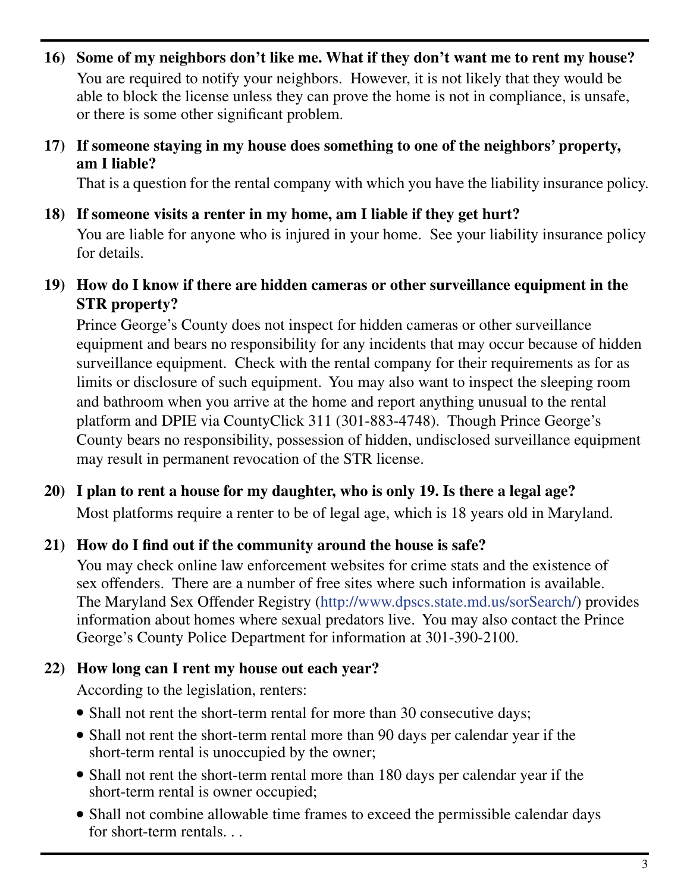**16) Some of my neighbors don't like me. What if they don't want me to rent my house?**

You are required to notify your neighbors. However, it is not likely that they would be able to block the license unless they can prove the home is not in compliance, is unsafe, or there is some other significant problem.

**17) If someone staying in my house does something to one of the neighbors' property, am I liable?**

That is a question for the rental company with which you have the liability insurance policy.

**18) If someone visits a renter in my home, am I liable if they get hurt?**

You are liable for anyone who is injured in your home. See your liability insurance policy for details.

**19) How do I know if there are hidden cameras or other surveillance equipment in the STR property?**

Prince George's County does not inspect for hidden cameras or other surveillance equipment and bears no responsibility for any incidents that may occur because of hidden surveillance equipment. Check with the rental company for their requirements as for as limits or disclosure of such equipment. You may also want to inspect the sleeping room and bathroom when you arrive at the home and report anything unusual to the rental platform and DPIE via CountyClick 311 (301-883-4748). Though Prince George's County bears no responsibility, possession of hidden, undisclosed surveillance equipment may result in permanent revocation of the STR license.

**20) I plan to rent a house for my daughter, who is only 19. Is there a legal age?**

Most platforms require a renter to be of legal age, which is 18 years old in Maryland.

**21) How do I find out if the community around the house is safe?**

You may check online law enforcement websites for crime stats and the existence of sex offenders. There are a number of free sites where such information is available. The Maryland Sex Offender Registry (http://www.dpscs.state.md.us/sorSearch/) provides information about homes where sexual predators live. You may also contact the Prince George's County Police Department for information at 301-390-2100.

**22) How long can I rent my house out each year?**

According to the legislation, renters:

- Shall not rent the short-term rental for more than 30 consecutive days;
- Shall not rent the short-term rental more than 90 days per calendar year if the short-term rental is unoccupied by the owner;
- Shall not rent the short-term rental more than 180 days per calendar year if the short-term rental is owner occupied;
- Shall not combine allowable time frames to exceed the permissible calendar days for short-term rentals. . .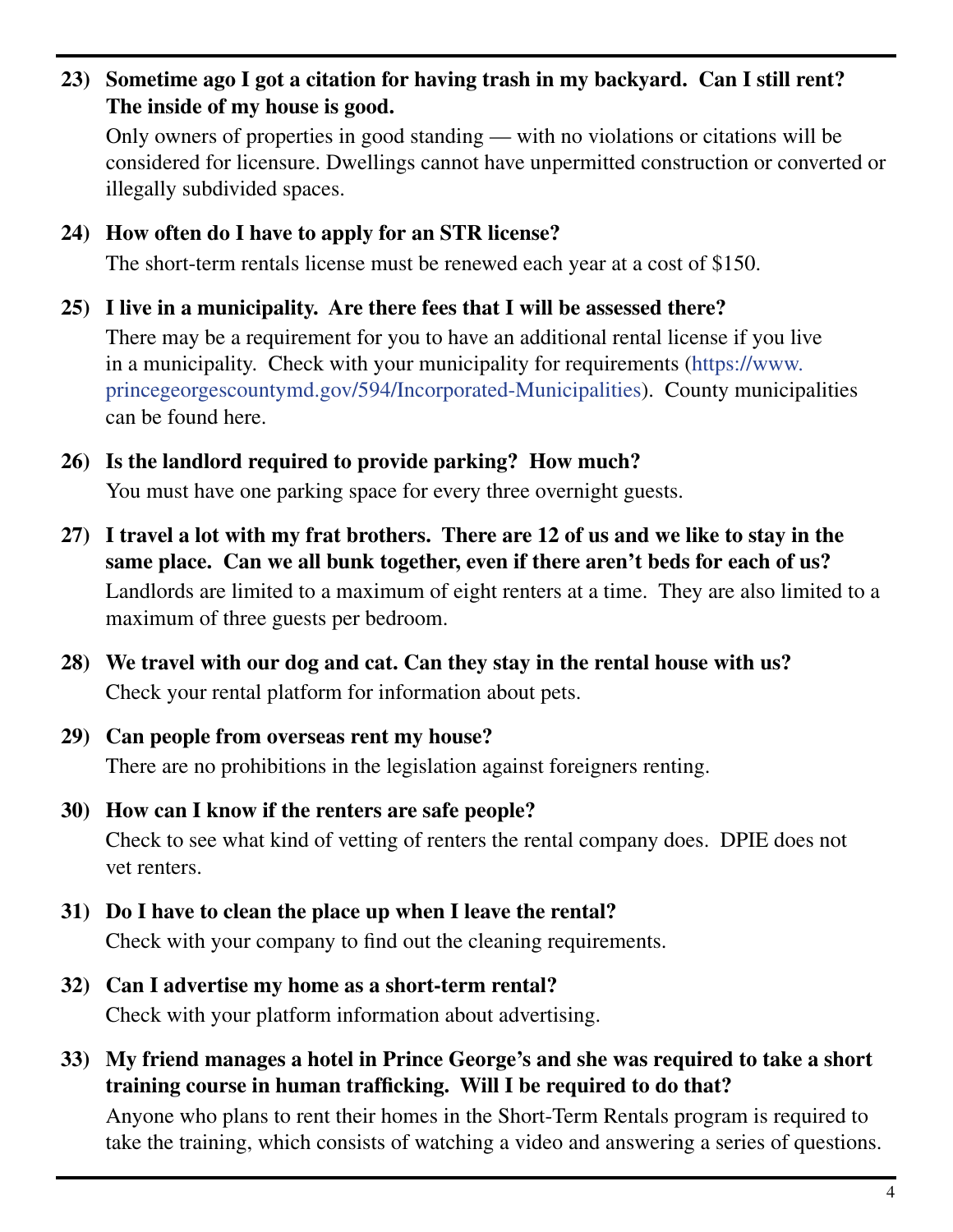**23) Sometime ago I got a citation for having trash in my backyard. Can I still rent? The inside of my house is good.**

Only owners of properties in good standing — with no violations or citations will be considered for licensure. Dwellings cannot have unpermitted construction or converted or illegally subdivided spaces.

**24) How often do I have to apply for an STR license?**

The short-term rentals license must be renewed each year at a cost of $150.

**25) I live in a municipality. Are there fees that I will be assessed there?**

There may be a requirement for you to have an additional rental license if you live in a municipality. Check with your municipality for requirements (https://www.princegeorgescountymd.gov/594/Incorporated-Municipalities). County municipalities can be found here.

**26) Is the landlord required to provide parking? How much?**

You must have one parking space for every three overnight guests.

**27) I travel a lot with my frat brothers. There are 12 of us and we like to stay in the same place. Can we all bunk together, even if there aren't beds for each of us?**

Landlords are limited to a maximum of eight renters at a time. They are also limited to a maximum of three guests per bedroom.

**28) We travel with our dog and cat. Can they stay in the rental house with us?**

Check your rental platform for information about pets.

**29) Can people from overseas rent my house?**

There are no prohibitions in the legislation against foreigners renting.

**30) How can I know if the renters are safe people?**

Check to see what kind of vetting of renters the rental company does. DPIE does not vet renters.

**31) Do I have to clean the place up when I leave the rental?**

Check with your company to find out the cleaning requirements.

**32) Can I advertise my home as a short-term rental?**

Check with your platform information about advertising.

**33) My friend manages a hotel in Prince George's and she was required to take a short training course in human trafficking. Will I be required to do that?**

Anyone who plans to rent their homes in the Short-Term Rentals program is required to take the training, which consists of watching a video and answering a series of questions.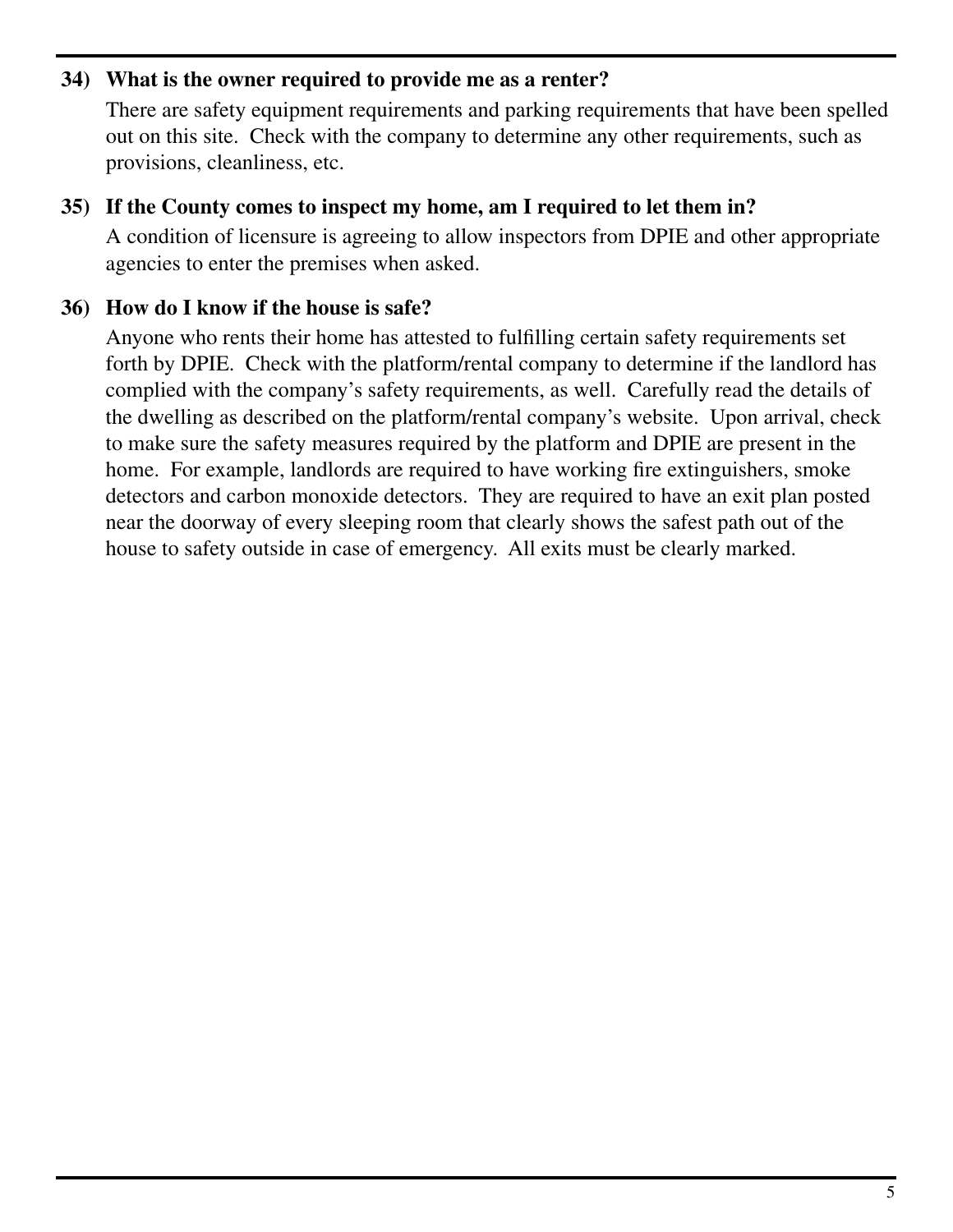**34) What is the owner required to provide me as a renter?**

There are safety equipment requirements and parking requirements that have been spelled out on this site. Check with the company to determine any other requirements, such as provisions, cleanliness, etc.

**35) If the County comes to inspect my home, am I required to let them in?**

A condition of licensure is agreeing to allow inspectors from DPIE and other appropriate agencies to enter the premises when asked.

**36) How do I know if the house is safe?**

Anyone who rents their home has attested to fulfilling certain safety requirements set forth by DPIE. Check with the platform/rental company to determine if the landlord has complied with the company's safety requirements, as well. Carefully read the details of the dwelling as described on the platform/rental company's website. Upon arrival, check to make sure the safety measures required by the platform and DPIE are present in the home. For example, landlords are required to have working fire extinguishers, smoke detectors and carbon monoxide detectors. They are required to have an exit plan posted near the doorway of every sleeping room that clearly shows the safest path out of the house to safety outside in case of emergency. All exits must be clearly marked.